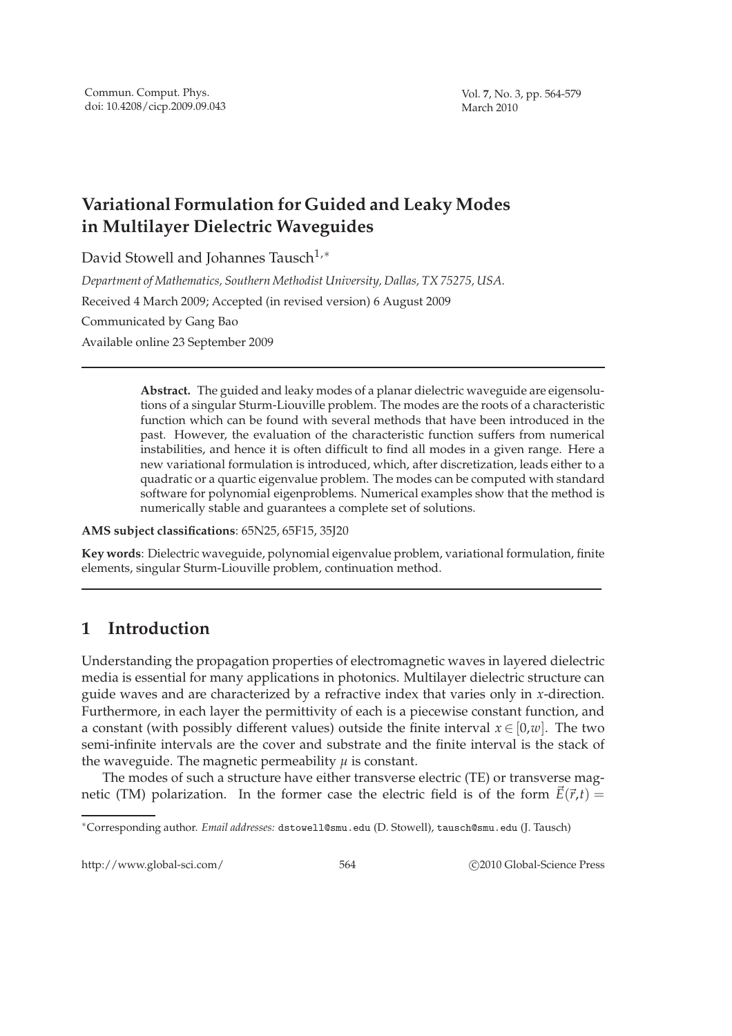# Variational Formulation for Guided and Leaky Modes in Multilayer Dielectric Waveguides

David Stowell and Johannes Tausch[1,*]

*Department of Mathematics, Southern Methodist University, Dallas, TX 75275, USA.*

Received 4 March 2009; Accepted (in revised version) 6 August 2009

Communicated by Gang Bao

Available online 23 September 2009

---

**Abstract.** The guided and leaky modes of a planar dielectric waveguide are eigensolutions of a singular Sturm-Liouville problem. The modes are the roots of a characteristic function which can be found with several methods that have been introduced in the past. However, the evaluation of the characteristic function suffers from numerical instabilities, and hence it is often difficult to find all modes in a given range. Here a new variational formulation is introduced, which, after discretization, leads either to a quadratic or a quartic eigenvalue problem. The modes can be computed with standard software for polynomial eigenproblems. Numerical examples show that the method is numerically stable and guarantees a complete set of solutions.

**AMS subject classifications**: 65N25, 65F15, 35J20

**Key words**: Dielectric waveguide, polynomial eigenvalue problem, variational formulation, finite elements, singular Sturm-Liouville problem, continuation method.

---

## 1 Introduction

Understanding the propagation properties of electromagnetic waves in layered dielectric media is essential for many applications in photonics. Multilayer dielectric structure can guide waves and are characterized by a refractive index that varies only in $x$-direction. Furthermore, in each layer the permittivity of each is a piecewise constant function, and a constant (with possibly different values) outside the finite interval $x \in [0,w]$. The two semi-infinite intervals are the cover and substrate and the finite interval is the stack of the waveguide. The magnetic permeability $\mu$ is constant.

The modes of such a structure have either transverse electric (TE) or transverse magnetic (TM) polarization. In the former case the electric field is of the form $\vec{E}(\vec{r},t) =$

---

*Corresponding author. *Email addresses:* dstowell@smu.edu (D. Stowell), tausch@smu.edu (J. Tausch)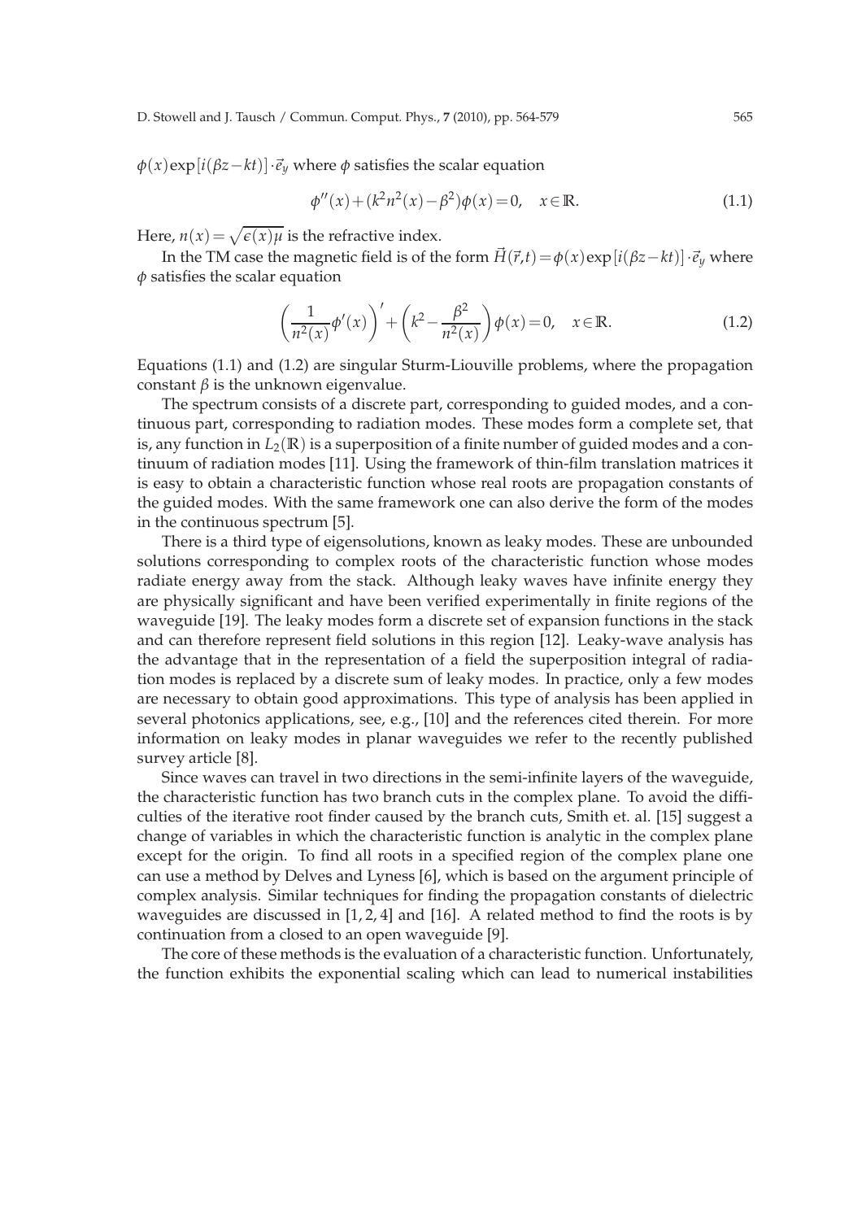$\phi(x)\exp[i(\beta z - kt)] \cdot \vec{e}_y$ where $\phi$ satisfies the scalar equation

$$\phi''(x) + (k^2 n^2(x) - \beta^2)\phi(x) = 0, \quad x \in \mathbb{R}. \tag{1.1}$$

Here, $n(x) = \sqrt{\epsilon(x)\mu}$ is the refractive index.

In the TM case the magnetic field is of the form $\vec{H}(\vec{r},t) = \phi(x)\exp[i(\beta z - kt)] \cdot \vec{e}_y$ where $\phi$ satisfies the scalar equation

$$\left(\frac{1}{n^2(x)}\phi'(x)\right)' + \left(k^2 - \frac{\beta^2}{n^2(x)}\right)\phi(x) = 0, \quad x \in \mathbb{R}. \tag{1.2}$$

Equations (1.1) and (1.2) are singular Sturm-Liouville problems, where the propagation constant $\beta$ is the unknown eigenvalue.

The spectrum consists of a discrete part, corresponding to guided modes, and a continuous part, corresponding to radiation modes. These modes form a complete set, that is, any function in $L_2(\mathbb{R})$ is a superposition of a finite number of guided modes and a continuum of radiation modes [11]. Using the framework of thin-film translation matrices it is easy to obtain a characteristic function whose real roots are propagation constants of the guided modes. With the same framework one can also derive the form of the modes in the continuous spectrum [5].

There is a third type of eigensolutions, known as leaky modes. These are unbounded solutions corresponding to complex roots of the characteristic function whose modes radiate energy away from the stack. Although leaky waves have infinite energy they are physically significant and have been verified experimentally in finite regions of the waveguide [19]. The leaky modes form a discrete set of expansion functions in the stack and can therefore represent field solutions in this region [12]. Leaky-wave analysis has the advantage that in the representation of a field the superposition integral of radiation modes is replaced by a discrete sum of leaky modes. In practice, only a few modes are necessary to obtain good approximations. This type of analysis has been applied in several photonics applications, see, e.g., [10] and the references cited therein. For more information on leaky modes in planar waveguides we refer to the recently published survey article [8].

Since waves can travel in two directions in the semi-infinite layers of the waveguide, the characteristic function has two branch cuts in the complex plane. To avoid the difficulties of the iterative root finder caused by the branch cuts, Smith et. al. [15] suggest a change of variables in which the characteristic function is analytic in the complex plane except for the origin. To find all roots in a specified region of the complex plane one can use a method by Delves and Lyness [6], which is based on the argument principle of complex analysis. Similar techniques for finding the propagation constants of dielectric waveguides are discussed in [1, 2, 4] and [16]. A related method to find the roots is by continuation from a closed to an open waveguide [9].

The core of these methods is the evaluation of a characteristic function. Unfortunately, the function exhibits the exponential scaling which can lead to numerical instabilities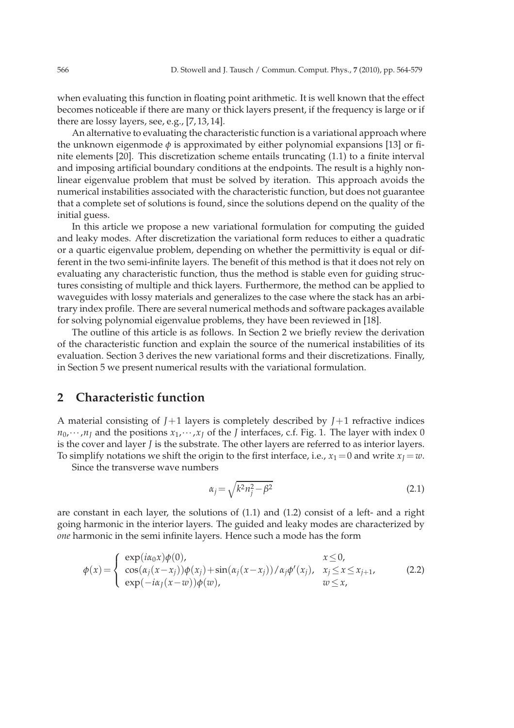when evaluating this function in floating point arithmetic. It is well known that the effect becomes noticeable if there are many or thick layers present, if the frequency is large or if there are lossy layers, see, e.g., [7, 13, 14].

An alternative to evaluating the characteristic function is a variational approach where the unknown eigenmode $\phi$ is approximated by either polynomial expansions [13] or finite elements [20]. This discretization scheme entails truncating (1.1) to a finite interval and imposing artificial boundary conditions at the endpoints. The result is a highly nonlinear eigenvalue problem that must be solved by iteration. This approach avoids the numerical instabilities associated with the characteristic function, but does not guarantee that a complete set of solutions is found, since the solutions depend on the quality of the initial guess.

In this article we propose a new variational formulation for computing the guided and leaky modes. After discretization the variational form reduces to either a quadratic or a quartic eigenvalue problem, depending on whether the permittivity is equal or different in the two semi-infinite layers. The benefit of this method is that it does not rely on evaluating any characteristic function, thus the method is stable even for guiding structures consisting of multiple and thick layers. Furthermore, the method can be applied to waveguides with lossy materials and generalizes to the case where the stack has an arbitrary index profile. There are several numerical methods and software packages available for solving polynomial eigenvalue problems, they have been reviewed in [18].

The outline of this article is as follows. In Section 2 we briefly review the derivation of the characteristic function and explain the source of the numerical instabilities of its evaluation. Section 3 derives the new variational forms and their discretizations. Finally, in Section 5 we present numerical results with the variational formulation.

## 2 Characteristic function

A material consisting of $J+1$ layers is completely described by $J+1$ refractive indices $n_0,\cdots,n_J$ and the positions $x_1,\cdots,x_J$ of the $J$ interfaces, c.f. Fig. 1. The layer with index 0 is the cover and layer $J$ is the substrate. The other layers are referred to as interior layers. To simplify notations we shift the origin to the first interface, i.e., $x_1=0$ and write $x_J=w$.

Since the transverse wave numbers

$$\alpha_j=\sqrt{k^2n_j^2-\beta^2} \tag{2.1}$$

are constant in each layer, the solutions of (1.1) and (1.2) consist of a left- and a right going harmonic in the interior layers. The guided and leaky modes are characterized by *one* harmonic in the semi infinite layers. Hence such a mode has the form

$$\phi(x)=\begin{cases} \exp(i\alpha_0 x)\phi(0), & x\le 0, \\ \cos(\alpha_j(x-x_j))\phi(x_j)+\sin(\alpha_j(x-x_j))/\alpha_j\phi'(x_j), & x_j\le x\le x_{j+1}, \\ \exp(-i\alpha_J(x-w))\phi(w), & w\le x, \end{cases} \tag{2.2}$$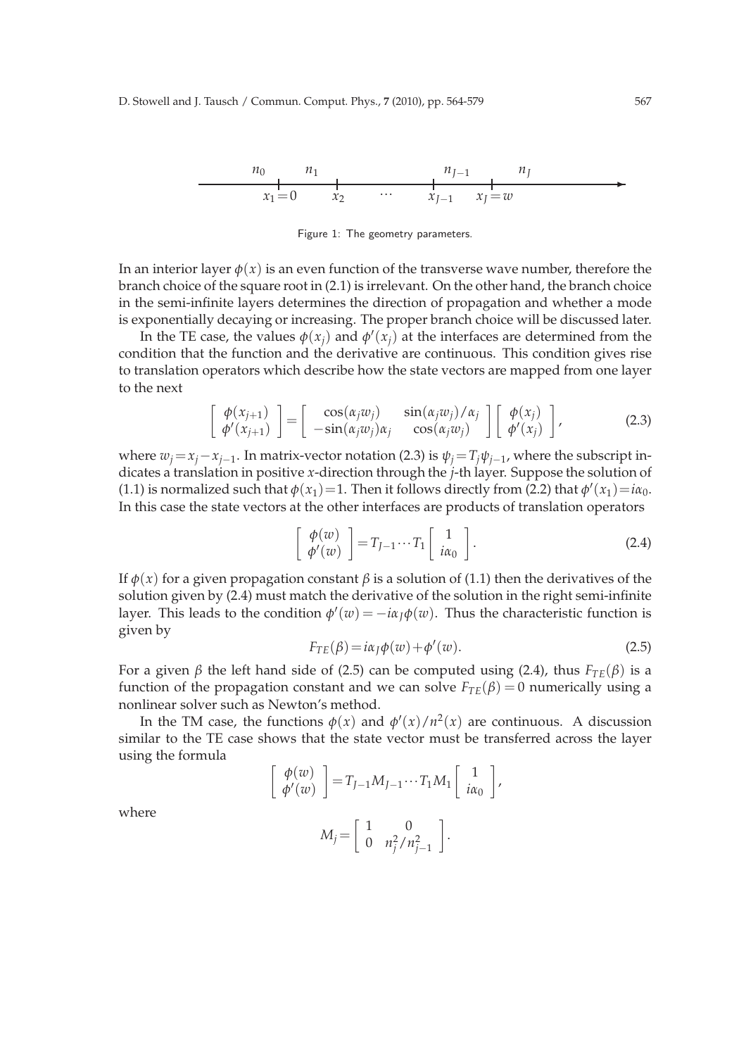Figure 1: The geometry parameters.

In an interior layer $\phi(x)$ is an even function of the transverse wave number, therefore the branch choice of the square root in (2.1) is irrelevant. On the other hand, the branch choice in the semi-infinite layers determines the direction of propagation and whether a mode is exponentially decaying or increasing. The proper branch choice will be discussed later.

In the TE case, the values $\phi(x_j)$ and $\phi'(x_j)$ at the interfaces are determined from the condition that the function and the derivative are continuous. This condition gives rise to translation operators which describe how the state vectors are mapped from one layer to the next

$$\begin{bmatrix} \phi(x_{j+1}) \\ \phi'(x_{j+1}) \end{bmatrix} = \begin{bmatrix} \cos(\alpha_j w_j) & \sin(\alpha_j w_j)/\alpha_j \\ -\sin(\alpha_j w_j)\alpha_j & \cos(\alpha_j w_j) \end{bmatrix} \begin{bmatrix} \phi(x_j) \\ \phi'(x_j) \end{bmatrix}, \tag{2.3}$$

where $w_j = x_j - x_{j-1}$. In matrix-vector notation (2.3) is $\psi_j = T_j \psi_{j-1}$, where the subscript indicates a translation in positive $x$-direction through the $j$-th layer. Suppose the solution of (1.1) is normalized such that $\phi(x_1)=1$. Then it follows directly from (2.2) that $\phi'(x_1) = i\alpha_0$. In this case the state vectors at the other interfaces are products of translation operators

$$\begin{bmatrix} \phi(w) \\ \phi'(w) \end{bmatrix} = T_{J-1} \cdots T_1 \begin{bmatrix} 1 \\ i\alpha_0 \end{bmatrix}. \tag{2.4}$$

If $\phi(x)$ for a given propagation constant $\beta$ is a solution of (1.1) then the derivatives of the solution given by (2.4) must match the derivative of the solution in the right semi-infinite layer. This leads to the condition $\phi'(w) = -i\alpha_J \phi(w)$. Thus the characteristic function is given by

$$F_{TE}(\beta) = i\alpha_J \phi(w) + \phi'(w). \tag{2.5}$$

For a given $\beta$ the left hand side of (2.5) can be computed using (2.4), thus $F_{TE}(\beta)$ is a function of the propagation constant and we can solve $F_{TE}(\beta) = 0$ numerically using a nonlinear solver such as Newton's method.

In the TM case, the functions $\phi(x)$ and $\phi'(x)/n^2(x)$ are continuous. A discussion similar to the TE case shows that the state vector must be transferred across the layer using the formula

$$\begin{bmatrix} \phi(w) \\ \phi'(w) \end{bmatrix} = T_{J-1} M_{J-1} \cdots T_1 M_1 \begin{bmatrix} 1 \\ i\alpha_0 \end{bmatrix},$$

where

$$M_j = \begin{bmatrix} 1 & 0 \\ 0 & n_j^2/n_{j-1}^2 \end{bmatrix}.$$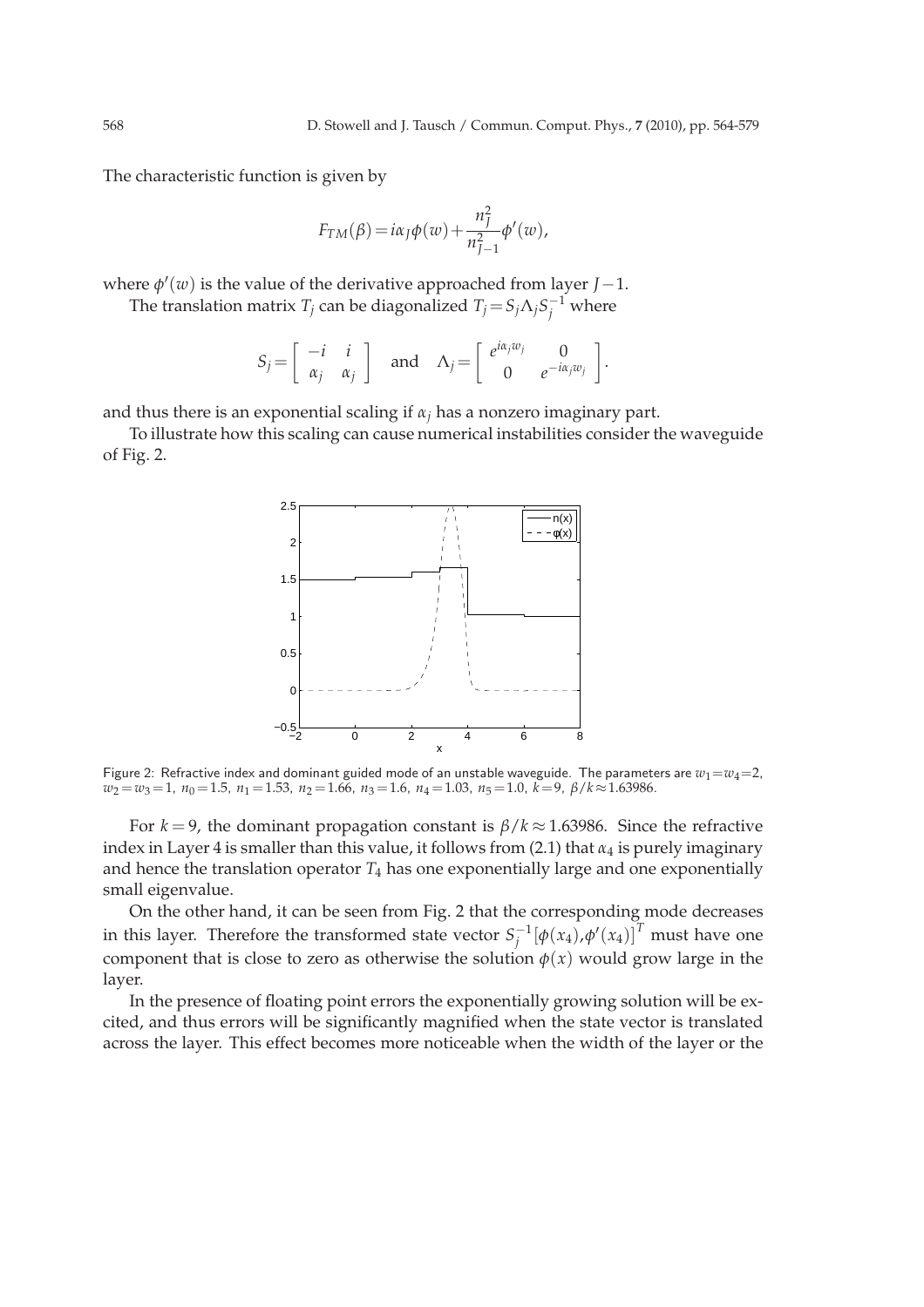The characteristic function is given by

$$F_{TM}(\beta) = i\alpha_J \phi(w) + \frac{n_J^2}{n_{J-1}^2}\phi'(w),$$

where $\phi'(w)$ is the value of the derivative approached from layer $J-1$.

The translation matrix $T_j$ can be diagonalized $T_j = S_j \Lambda_j S_j^{-1}$ where

$$S_j = \begin{bmatrix} -i & i \\ \alpha_j & \alpha_j \end{bmatrix} \quad \text{and} \quad \Lambda_j = \begin{bmatrix} e^{i\alpha_j w_j} & 0 \\ 0 & e^{-i\alpha_j w_j} \end{bmatrix}.$$

and thus there is an exponential scaling if $\alpha_j$ has a nonzero imaginary part.

To illustrate how this scaling can cause numerical instabilities consider the waveguide of Fig. 2.

Figure 2: Refractive index and dominant guided mode of an unstable waveguide. The parameters are $w_1 = w_4 = 2$, $w_2 = w_3 = 1$, $n_0 = 1.5$, $n_1 = 1.53$, $n_2 = 1.66$, $n_3 = 1.6$, $n_4 = 1.03$, $n_5 = 1.0$, $k = 9$, $\beta/k \approx 1.63986$.

For $k = 9$, the dominant propagation constant is $\beta/k \approx 1.63986$. Since the refractive index in Layer 4 is smaller than this value, it follows from (2.1) that $\alpha_4$ is purely imaginary and hence the translation operator $T_4$ has one exponentially large and one exponentially small eigenvalue.

On the other hand, it can be seen from Fig. 2 that the corresponding mode decreases in this layer. Therefore the transformed state vector $S_j^{-1}[\phi(x_4), \phi'(x_4)]^T$ must have one component that is close to zero as otherwise the solution $\phi(x)$ would grow large in the layer.

In the presence of floating point errors the exponentially growing solution will be excited, and thus errors will be significantly magnified when the state vector is translated across the layer. This effect becomes more noticeable when the width of the layer or the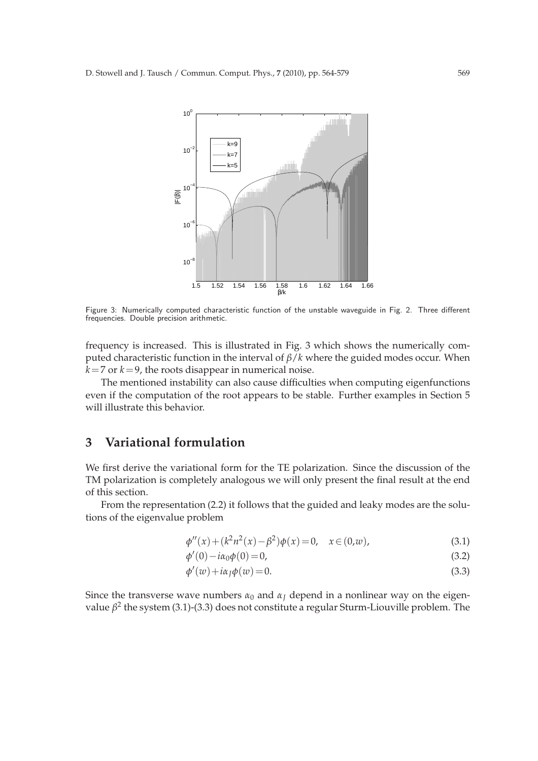Figure 3: Numerically computed characteristic function of the unstable waveguide in Fig. 2. Three different frequencies. Double precision arithmetic.

frequency is increased. This is illustrated in Fig. 3 which shows the numerically computed characteristic function in the interval of $\beta/k$ where the guided modes occur. When $k=7$ or $k=9$, the roots disappear in numerical noise.

The mentioned instability can also cause difficulties when computing eigenfunctions even if the computation of the root appears to be stable. Further examples in Section 5 will illustrate this behavior.

## 3 Variational formulation

We first derive the variational form for the TE polarization. Since the discussion of the TM polarization is completely analogous we will only present the final result at the end of this section.

From the representation (2.2) it follows that the guided and leaky modes are the solutions of the eigenvalue problem

$$\phi''(x)+(k^2n^2(x)-\beta^2)\phi(x)=0, \quad x\in(0,w), \tag{3.1}$$

$$\phi'(0)-i\alpha_0\phi(0)=0, \tag{3.2}$$

$$\phi'(w)+i\alpha_J\phi(w)=0. \tag{3.3}$$

Since the transverse wave numbers $\alpha_0$ and $\alpha_J$ depend in a nonlinear way on the eigenvalue $\beta^2$ the system (3.1)-(3.3) does not constitute a regular Sturm-Liouville problem. The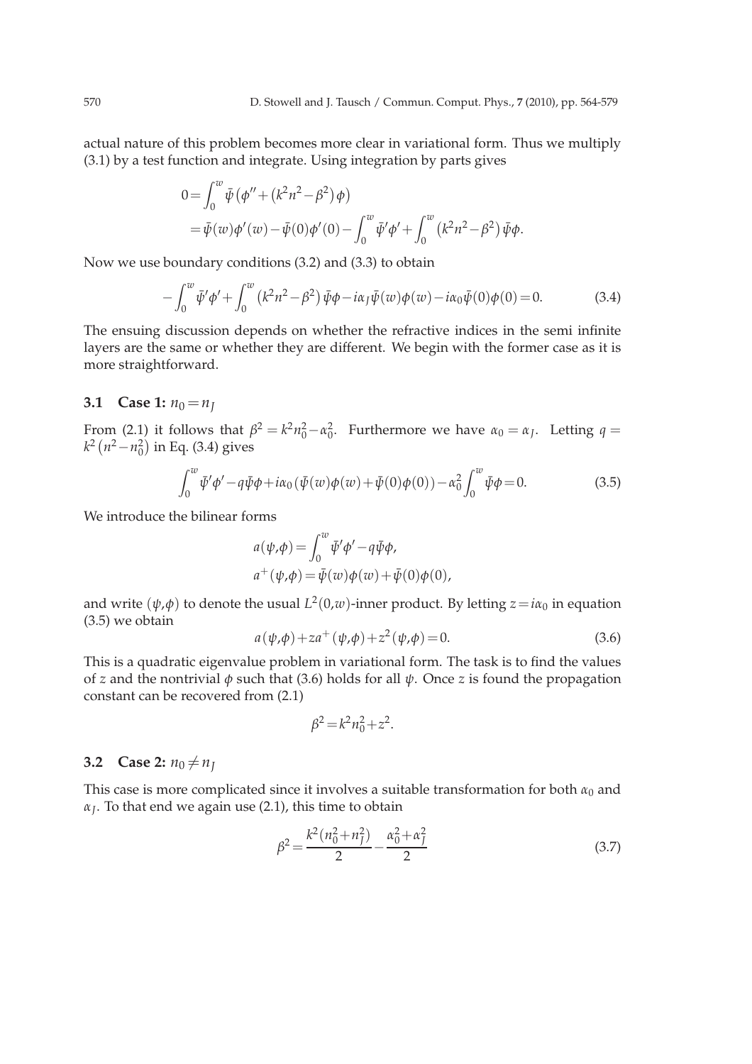actual nature of this problem becomes more clear in variational form. Thus we multiply (3.1) by a test function and integrate. Using integration by parts gives

$$
\begin{aligned}
0 &= \int_0^w \bar{\psi}\left(\phi'' + \left(k^2 n^2 - \beta^2\right)\phi\right) \\
&= \bar{\psi}(w)\phi'(w) - \bar{\psi}(0)\phi'(0) - \int_0^w \bar{\psi}'\phi' + \int_0^w \left(k^2 n^2 - \beta^2\right)\bar{\psi}\phi.
\end{aligned}
$$

Now we use boundary conditions (3.2) and (3.3) to obtain

$$
-\int_0^w \bar{\psi}'\phi' + \int_0^w \left(k^2 n^2 - \beta^2\right)\bar{\psi}\phi - i\alpha_J \bar{\psi}(w)\phi(w) - i\alpha_0 \bar{\psi}(0)\phi(0) = 0. \tag{3.4}
$$

The ensuing discussion depends on whether the refractive indices in the semi infinite layers are the same or whether they are different. We begin with the former case as it is more straightforward.

### 3.1 Case 1: $n_0 = n_J$

From (2.1) it follows that $\beta^2 = k^2 n_0^2 - \alpha_0^2$. Furthermore we have $\alpha_0 = \alpha_J$. Letting $q = k^2\left(n^2 - n_0^2\right)$ in Eq. (3.4) gives

$$
\int_0^w \bar{\psi}'\phi' - q\bar{\psi}\phi + i\alpha_0\left(\bar{\psi}(w)\phi(w) + \bar{\psi}(0)\phi(0)\right) - \alpha_0^2 \int_0^w \bar{\psi}\phi = 0. \tag{3.5}
$$

We introduce the bilinear forms

$$
\begin{aligned}
a(\psi,\phi) &= \int_0^w \bar{\psi}'\phi' - q\bar{\psi}\phi, \\
a^+(\psi,\phi) &= \bar{\psi}(w)\phi(w) + \bar{\psi}(0)\phi(0),
\end{aligned}
$$

and write $(\psi,\phi)$ to denote the usual $L^2(0,w)$-inner product. By letting $z = i\alpha_0$ in equation (3.5) we obtain

$$
a(\psi,\phi) + z a^+(\psi,\phi) + z^2(\psi,\phi) = 0. \tag{3.6}
$$

This is a quadratic eigenvalue problem in variational form. The task is to find the values of $z$ and the nontrivial $\phi$ such that (3.6) holds for all $\psi$. Once $z$ is found the propagation constant can be recovered from (2.1)

$$
\beta^2 = k^2 n_0^2 + z^2.
$$

### 3.2 Case 2: $n_0 \neq n_J$

This case is more complicated since it involves a suitable transformation for both $\alpha_0$ and $\alpha_J$. To that end we again use (2.1), this time to obtain

$$
\beta^2 = \frac{k^2(n_0^2 + n_J^2)}{2} - \frac{\alpha_0^2 + \alpha_J^2}{2} \tag{3.7}
$$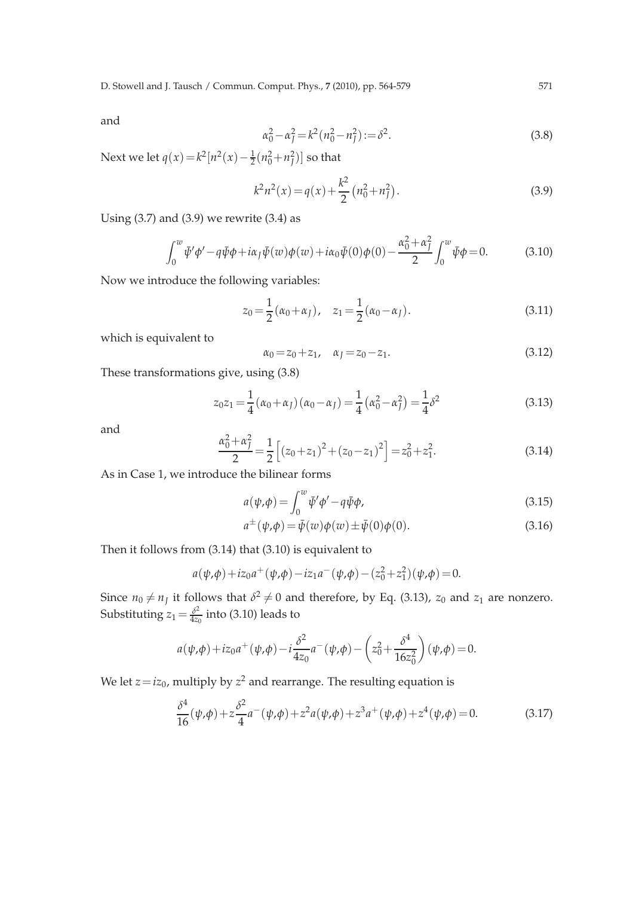and

$$\alpha_0^2 - \alpha_J^2 = k^2(n_0^2 - n_J^2) := \delta^2. \tag{3.8}$$

Next we let $q(x) = k^2[n^2(x) - \frac{1}{2}(n_0^2 + n_J^2)]$ so that

$$k^2 n^2(x) = q(x) + \frac{k^2}{2}\left(n_0^2 + n_J^2\right). \tag{3.9}$$

Using (3.7) and (3.9) we rewrite (3.4) as

$$\int_0^w \bar{\psi}'\phi' - q\bar{\psi}\phi + i\alpha_J\bar{\psi}(w)\phi(w) + i\alpha_0\bar{\psi}(0)\phi(0) - \frac{\alpha_0^2 + \alpha_J^2}{2}\int_0^w \bar{\psi}\phi = 0. \tag{3.10}$$

Now we introduce the following variables:

$$z_0 = \frac{1}{2}(\alpha_0 + \alpha_J), \quad z_1 = \frac{1}{2}(\alpha_0 - \alpha_J). \tag{3.11}$$

which is equivalent to

$$\alpha_0 = z_0 + z_1, \quad \alpha_J = z_0 - z_1. \tag{3.12}$$

These transformations give, using (3.8)

$$z_0 z_1 = \frac{1}{4}(\alpha_0 + \alpha_J)(\alpha_0 - \alpha_J) = \frac{1}{4}\left(\alpha_0^2 - \alpha_J^2\right) = \frac{1}{4}\delta^2 \tag{3.13}$$

and

$$\frac{\alpha_0^2 + \alpha_J^2}{2} = \frac{1}{2}\left[(z_0 + z_1)^2 + (z_0 - z_1)^2\right] = z_0^2 + z_1^2. \tag{3.14}$$

As in Case 1, we introduce the bilinear forms

$$a(\psi,\phi) = \int_0^w \bar{\psi}'\phi' - q\bar{\psi}\phi, \tag{3.15}$$

$$a^{\pm}(\psi,\phi) = \bar{\psi}(w)\phi(w) \pm \bar{\psi}(0)\phi(0). \tag{3.16}$$

Then it follows from (3.14) that (3.10) is equivalent to

$$a(\psi,\phi) + iz_0 a^+(\psi,\phi) - iz_1 a^-(\psi,\phi) - (z_0^2 + z_1^2)(\psi,\phi) = 0.$$

Since $n_0 \neq n_J$ it follows that $\delta^2 \neq 0$ and therefore, by Eq. (3.13), $z_0$ and $z_1$ are nonzero. Substituting $z_1 = \frac{\delta^2}{4z_0}$ into (3.10) leads to

$$a(\psi,\phi) + iz_0 a^+(\psi,\phi) - i\frac{\delta^2}{4z_0}a^-(\psi,\phi) - \left(z_0^2 + \frac{\delta^4}{16z_0^2}\right)(\psi,\phi) = 0.$$

We let $z = iz_0$, multiply by $z^2$ and rearrange. The resulting equation is

$$\frac{\delta^4}{16}(\psi,\phi) + z\frac{\delta^2}{4}a^-(\psi,\phi) + z^2 a(\psi,\phi) + z^3 a^+(\psi,\phi) + z^4(\psi,\phi) = 0. \tag{3.17}$$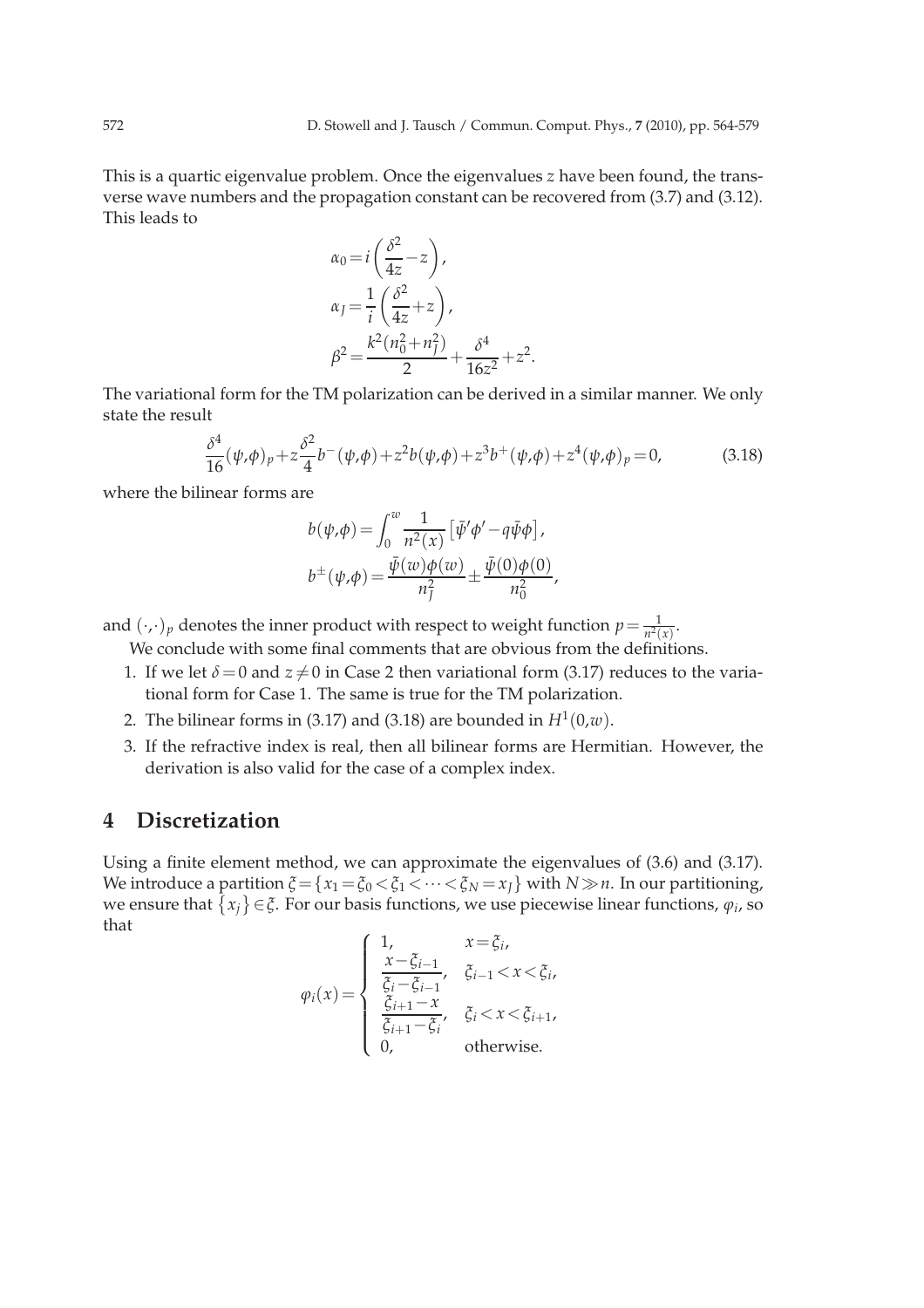This is a quartic eigenvalue problem. Once the eigenvalues $z$ have been found, the transverse wave numbers and the propagation constant can be recovered from (3.7) and (3.12). This leads to

$$
\begin{aligned}
\alpha_0 &= i\left(\frac{\delta^2}{4z} - z\right), \\
\alpha_J &= \frac{1}{i}\left(\frac{\delta^2}{4z} + z\right), \\
\beta^2 &= \frac{k^2(n_0^2 + n_J^2)}{2} + \frac{\delta^4}{16z^2} + z^2.
\end{aligned}
$$

The variational form for the TM polarization can be derived in a similar manner. We only state the result

$$
\frac{\delta^4}{16}(\psi,\phi)_p + z\frac{\delta^2}{4}b^-(\psi,\phi) + z^2 b(\psi,\phi) + z^3 b^+(\psi,\phi) + z^4(\psi,\phi)_p = 0, \tag{3.18}
$$

where the bilinear forms are

$$
\begin{aligned}
b(\psi,\phi) &= \int_0^w \frac{1}{n^2(x)}\left[\bar{\psi}'\phi' - q\bar{\psi}\phi\right], \\
b^{\pm}(\psi,\phi) &= \frac{\bar{\psi}(w)\phi(w)}{n_J^2} \pm \frac{\bar{\psi}(0)\phi(0)}{n_0^2},
\end{aligned}
$$

and $(\cdot,\cdot)_p$ denotes the inner product with respect to weight function $p = \frac{1}{n^2(x)}$.

We conclude with some final comments that are obvious from the definitions.

1. If we let $\delta = 0$ and $z \neq 0$ in Case 2 then variational form (3.17) reduces to the variational form for Case 1. The same is true for the TM polarization.
2. The bilinear forms in (3.17) and (3.18) are bounded in $H^1(0,w)$.
3. If the refractive index is real, then all bilinear forms are Hermitian. However, the derivation is also valid for the case of a complex index.

# 4 Discretization

Using a finite element method, we can approximate the eigenvalues of (3.6) and (3.17). We introduce a partition $\xi = \{x_1 = \xi_0 < \xi_1 < \cdots < \xi_N = x_J\}$ with $N \gg n$. In our partitioning, we ensure that $\{x_j\} \in \xi$. For our basis functions, we use piecewise linear functions, $\varphi_i$, so that

$$
\varphi_i(x) = \begin{cases}
1, & x = \xi_i, \\
\dfrac{x - \xi_{i-1}}{\xi_i - \xi_{i-1}}, & \xi_{i-1} < x < \xi_i, \\
\dfrac{\xi_{i+1} - x}{\xi_{i+1} - \xi_i}, & \xi_i < x < \xi_{i+1}, \\
0, & \text{otherwise.}
\end{cases}
$$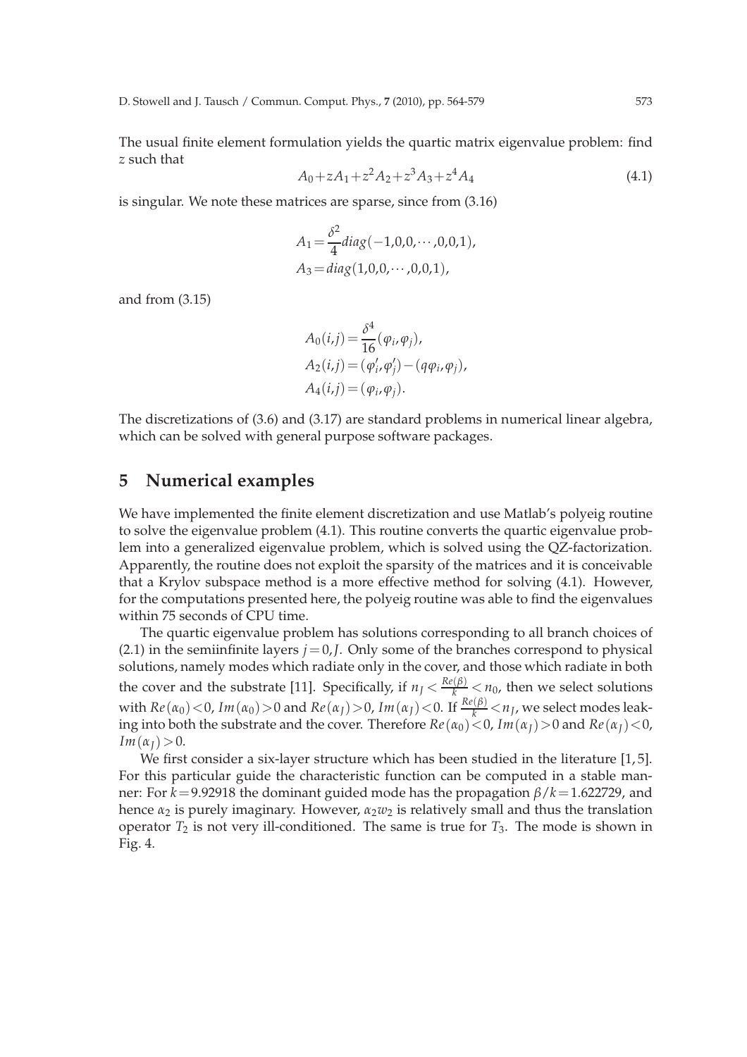The usual finite element formulation yields the quartic matrix eigenvalue problem: find $z$ such that

$$A_0 + zA_1 + z^2 A_2 + z^3 A_3 + z^4 A_4 \tag{4.1}$$

is singular. We note these matrices are sparse, since from (3.16)

$$A_1 = \frac{\delta^2}{4} diag(-1,0,0,\cdots,0,0,1),$$
$$A_3 = diag(1,0,0,\cdots,0,0,1),$$

and from (3.15)

$$A_0(i,j) = \frac{\delta^4}{16}(\varphi_i, \varphi_j),$$
$$A_2(i,j) = (\varphi_i', \varphi_j') - (q\varphi_i, \varphi_j),$$
$$A_4(i,j) = (\varphi_i, \varphi_j).$$

The discretizations of (3.6) and (3.17) are standard problems in numerical linear algebra, which can be solved with general purpose software packages.

## 5 Numerical examples

We have implemented the finite element discretization and use Matlab's polyeig routine to solve the eigenvalue problem (4.1). This routine converts the quartic eigenvalue problem into a generalized eigenvalue problem, which is solved using the QZ-factorization. Apparently, the routine does not exploit the sparsity of the matrices and it is conceivable that a Krylov subspace method is a more effective method for solving (4.1). However, for the computations presented here, the polyeig routine was able to find the eigenvalues within 75 seconds of CPU time.

The quartic eigenvalue problem has solutions corresponding to all branch choices of (2.1) in the semiinfinite layers $j = 0, J$. Only some of the branches correspond to physical solutions, namely modes which radiate only in the cover, and those which radiate in both the cover and the substrate [11]. Specifically, if $n_J < \frac{Re(\beta)}{k} < n_0$, then we select solutions with $Re(\alpha_0) < 0$, $Im(\alpha_0) > 0$ and $Re(\alpha_J) > 0$, $Im(\alpha_J) < 0$. If $\frac{Re(\beta)}{k} < n_J$, we select modes leaking into both the substrate and the cover. Therefore $Re(\alpha_0) < 0$, $Im(\alpha_J) > 0$ and $Re(\alpha_J) < 0$, $Im(\alpha_J) > 0$.

We first consider a six-layer structure which has been studied in the literature [1, 5]. For this particular guide the characteristic function can be computed in a stable manner: For $k = 9.92918$ the dominant guided mode has the propagation $\beta/k = 1.622729$, and hence $\alpha_2$ is purely imaginary. However, $\alpha_2 w_2$ is relatively small and thus the translation operator $T_2$ is not very ill-conditioned. The same is true for $T_3$. The mode is shown in Fig. 4.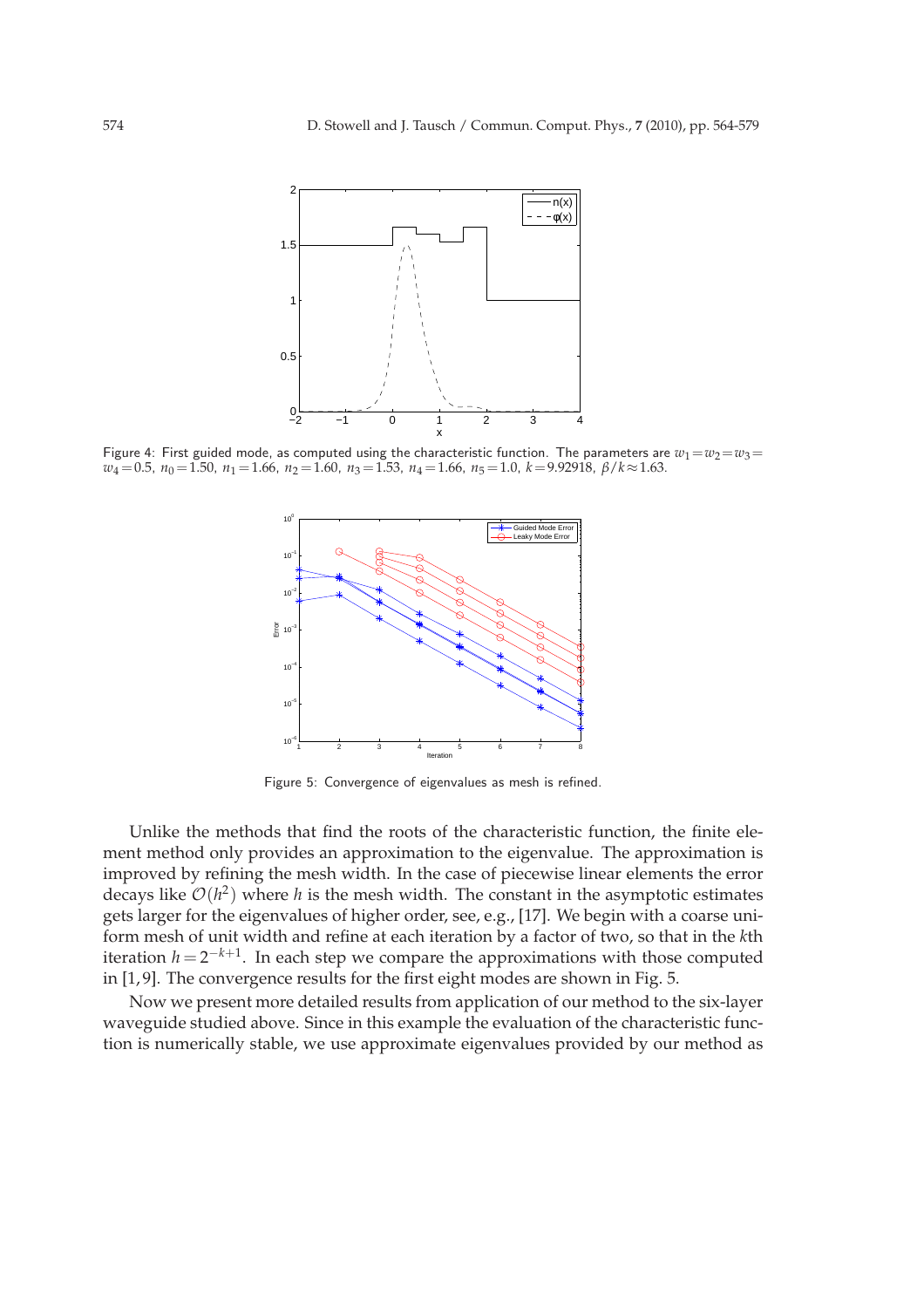Figure 4: First guided mode, as computed using the characteristic function. The parameters are $w_1 = w_2 = w_3 = w_4 = 0.5$, $n_0 = 1.50$, $n_1 = 1.66$, $n_2 = 1.60$, $n_3 = 1.53$, $n_4 = 1.66$, $n_5 = 1.0$, $k = 9.92918$, $\beta/k \approx 1.63$.

Figure 5: Convergence of eigenvalues as mesh is refined.

Unlike the methods that find the roots of the characteristic function, the finite element method only provides an approximation to the eigenvalue. The approximation is improved by refining the mesh width. In the case of piecewise linear elements the error decays like $\mathcal{O}(h^2)$ where $h$ is the mesh width. The constant in the asymptotic estimates gets larger for the eigenvalues of higher order, see, e.g., [17]. We begin with a coarse uniform mesh of unit width and refine at each iteration by a factor of two, so that in the $k$th iteration $h = 2^{-k+1}$. In each step we compare the approximations with those computed in [1,9]. The convergence results for the first eight modes are shown in Fig. 5.

Now we present more detailed results from application of our method to the six-layer waveguide studied above. Since in this example the evaluation of the characteristic function is numerically stable, we use approximate eigenvalues provided by our method as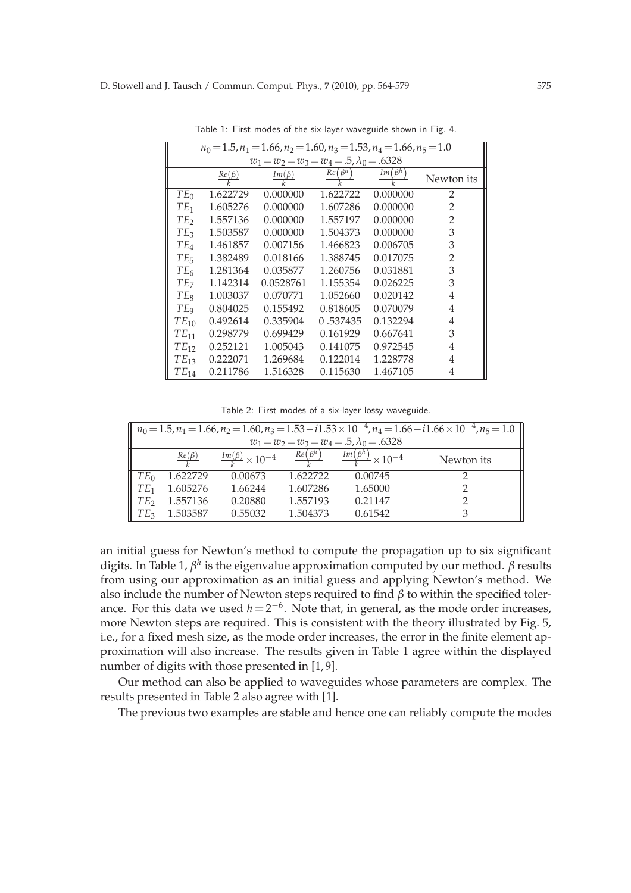Table 1: First modes of the six-layer waveguide shown in Fig. 4.

| $n_0=1.5, n_1=1.66, n_2=1.60, n_3=1.53, n_4=1.66, n_5=1.0$ | | | | | |
|---|---|---|---|---|---|
| $w_1=w_2=w_3=w_4=.5, \lambda_0=.6328$ | | | | | |
| | $\frac{Re(\beta)}{k}$ | $\frac{Im(\beta)}{k}$ | $\frac{Re(\beta^h)}{k}$ | $\frac{Im(\beta^h)}{k}$ | Newton its |
| $TE_0$ | 1.622729 | 0.000000 | 1.622722 | 0.000000 | 2 |
| $TE_1$ | 1.605276 | 0.000000 | 1.607286 | 0.000000 | 2 |
| $TE_2$ | 1.557136 | 0.000000 | 1.557197 | 0.000000 | 2 |
| $TE_3$ | 1.503587 | 0.000000 | 1.504373 | 0.000000 | 3 |
| $TE_4$ | 1.461857 | 0.007156 | 1.466823 | 0.006705 | 3 |
| $TE_5$ | 1.382489 | 0.018166 | 1.388745 | 0.017075 | 2 |
| $TE_6$ | 1.281364 | 0.035877 | 1.260756 | 0.031881 | 3 |
| $TE_7$ | 1.142314 | 0.0528761 | 1.155354 | 0.026225 | 3 |
| $TE_8$ | 1.003037 | 0.070771 | 1.052660 | 0.020142 | 4 |
| $TE_9$ | 0.804025 | 0.155492 | 0.818605 | 0.070079 | 4 |
| $TE_{10}$ | 0.492614 | 0.335904 | 0 .537435 | 0.132294 | 4 |
| $TE_{11}$ | 0.298779 | 0.699429 | 0.161929 | 0.667641 | 3 |
| $TE_{12}$ | 0.252121 | 1.005043 | 0.141075 | 0.972545 | 4 |
| $TE_{13}$ | 0.222071 | 1.269684 | 0.122014 | 1.228778 | 4 |
| $TE_{14}$ | 0.211786 | 1.516328 | 0.115630 | 1.467105 | 4 |

Table 2: First modes of a six-layer lossy waveguide.

| $n_0=1.5, n_1=1.66, n_2=1.60, n_3=1.53-i1.53\times10^{-4}, n_4=1.66-i1.66\times10^{-4}, n_5=1.0$ | | | | | |
|---|---|---|---|---|---|
| $w_1=w_2=w_3=w_4=.5, \lambda_0=.6328$ | | | | | |
| | $\frac{Re(\beta)}{k}$ | $\frac{Im(\beta)}{k}\times10^{-4}$ | $\frac{Re(\beta^h)}{k}$ | $\frac{Im(\beta^h)}{k}\times10^{-4}$ | Newton its |
| $TE_0$ | 1.622729 | 0.00673 | 1.622722 | 0.00745 | 2 |
| $TE_1$ | 1.605276 | 1.66244 | 1.607286 | 1.65000 | 2 |
| $TE_2$ | 1.557136 | 0.20880 | 1.557193 | 0.21147 | 2 |
| $TE_3$ | 1.503587 | 0.55032 | 1.504373 | 0.61542 | 3 |

an initial guess for Newton's method to compute the propagation up to six significant digits. In Table 1, $\beta^h$ is the eigenvalue approximation computed by our method. $\beta$ results from using our approximation as an initial guess and applying Newton's method. We also include the number of Newton steps required to find $\beta$ to within the specified tolerance. For this data we used $h=2^{-6}$. Note that, in general, as the mode order increases, more Newton steps are required. This is consistent with the theory illustrated by Fig. 5, i.e., for a fixed mesh size, as the mode order increases, the error in the finite element approximation will also increase. The results given in Table 1 agree within the displayed number of digits with those presented in [1, 9].

Our method can also be applied to waveguides whose parameters are complex. The results presented in Table 2 also agree with [1].

The previous two examples are stable and hence one can reliably compute the modes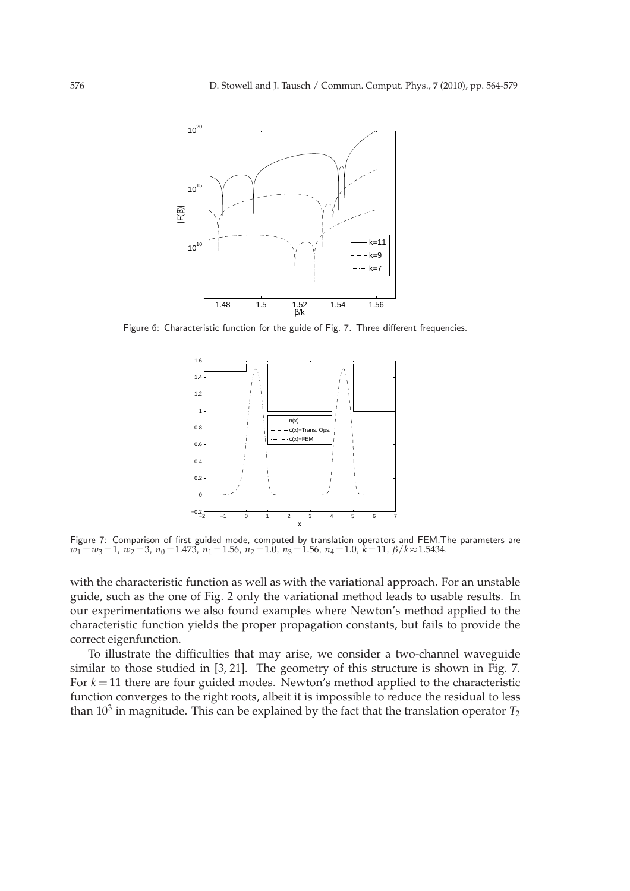Figure 6: Characteristic function for the guide of Fig. 7. Three different frequencies.

Figure 7: Comparison of first guided mode, computed by translation operators and FEM.The parameters are $w_1 = w_3 = 1$, $w_2 = 3$, $n_0 = 1.473$, $n_1 = 1.56$, $n_2 = 1.0$, $n_3 = 1.56$, $n_4 = 1.0$, $k = 11$, $\beta/k \approx 1.5434$.

with the characteristic function as well as with the variational approach. For an unstable guide, such as the one of Fig. 2 only the variational method leads to usable results. In our experimentations we also found examples where Newton's method applied to the characteristic function yields the proper propagation constants, but fails to provide the correct eigenfunction.

To illustrate the difficulties that may arise, we consider a two-channel waveguide similar to those studied in [3, 21]. The geometry of this structure is shown in Fig. 7. For $k = 11$ there are four guided modes. Newton's method applied to the characteristic function converges to the right roots, albeit it is impossible to reduce the residual to less than $10^3$ in magnitude. This can be explained by the fact that the translation operator $T_2$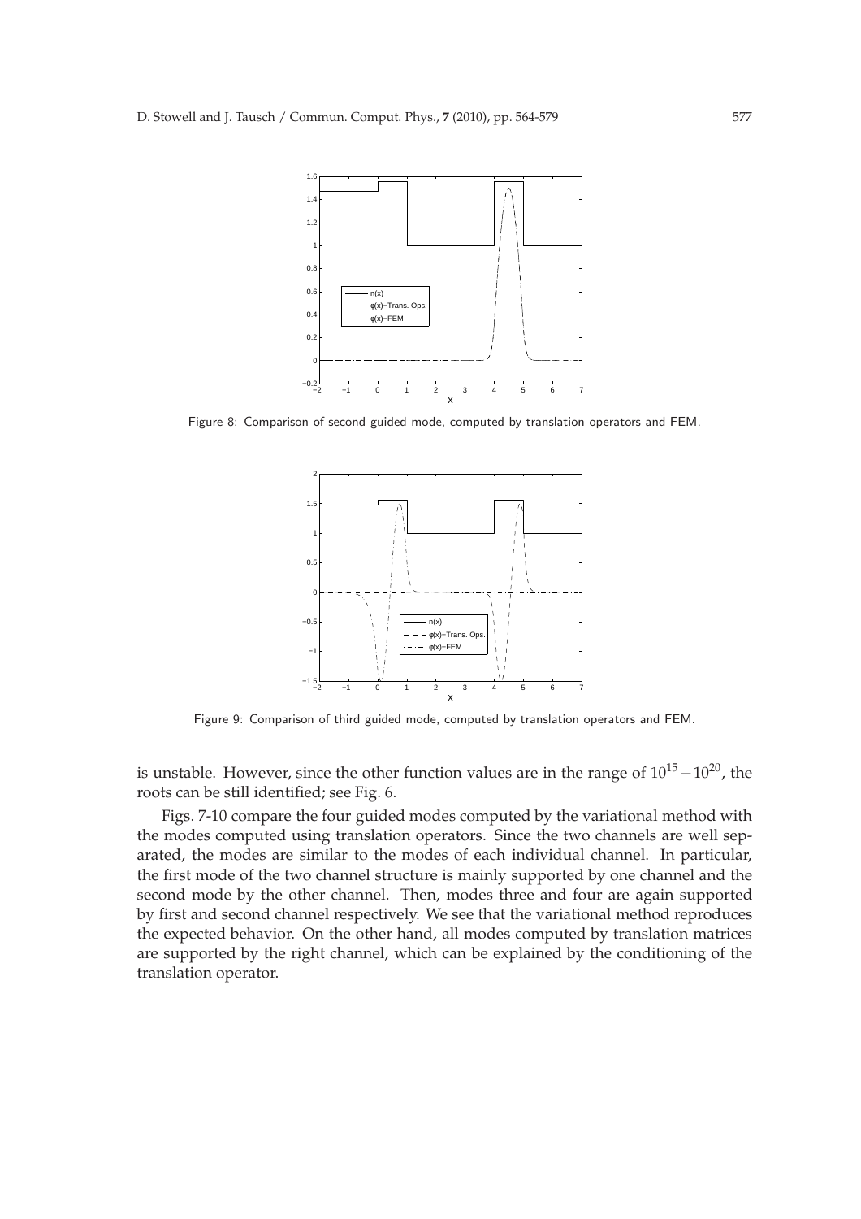Figure 8: Comparison of second guided mode, computed by translation operators and FEM.

Figure 9: Comparison of third guided mode, computed by translation operators and FEM.

is unstable. However, since the other function values are in the range of $10^{15}-10^{20}$, the roots can be still identified; see Fig. 6.

Figs. 7-10 compare the four guided modes computed by the variational method with the modes computed using translation operators. Since the two channels are well separated, the modes are similar to the modes of each individual channel. In particular, the first mode of the two channel structure is mainly supported by one channel and the second mode by the other channel. Then, modes three and four are again supported by first and second channel respectively. We see that the variational method reproduces the expected behavior. On the other hand, all modes computed by translation matrices are supported by the right channel, which can be explained by the conditioning of the translation operator.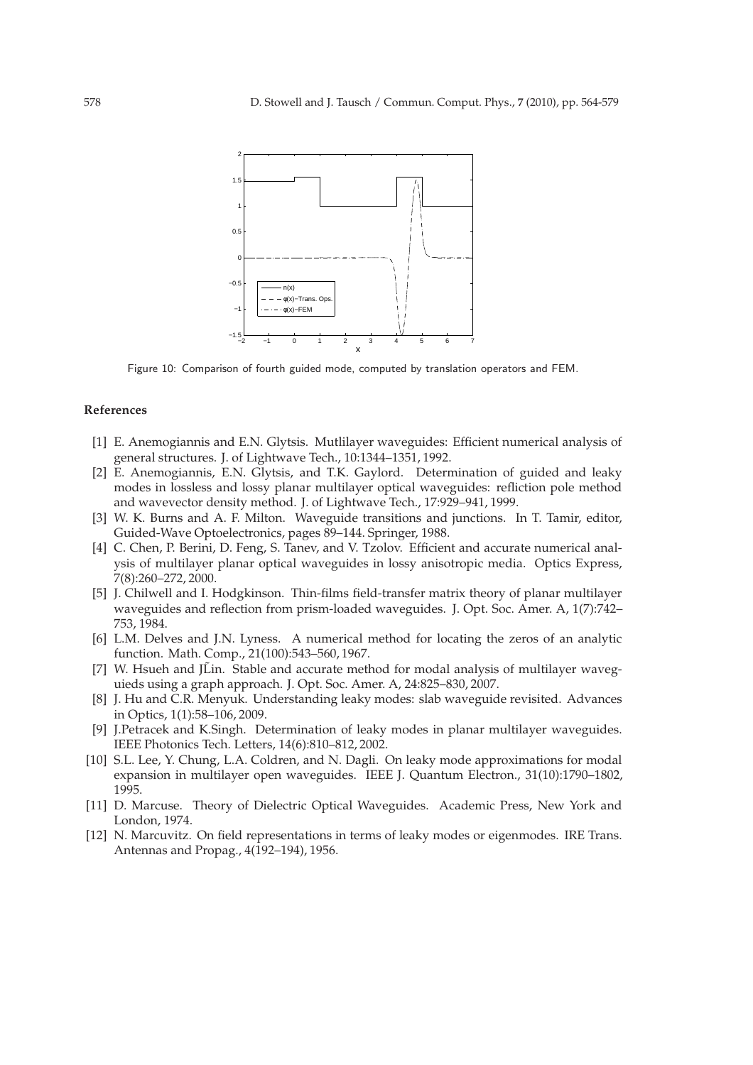Figure 10: Comparison of fourth guided mode, computed by translation operators and FEM.

## References

[1] E. Anemogiannis and E.N. Glytsis. Mutlilayer waveguides: Efficient numerical analysis of general structures. J. of Lightwave Tech., 10:1344–1351, 1992.

[2] E. Anemogiannis, E.N. Glytsis, and T.K. Gaylord. Determination of guided and leaky modes in lossless and lossy planar multilayer optical waveguides: refliction pole method and wavevector density method. J. of Lightwave Tech., 17:929–941, 1999.

[3] W. K. Burns and A. F. Milton. Waveguide transitions and junctions. In T. Tamir, editor, Guided-Wave Optoelectronics, pages 89–144. Springer, 1988.

[4] C. Chen, P. Berini, D. Feng, S. Tanev, and V. Tzolov. Efficient and accurate numerical analysis of multilayer planar optical waveguides in lossy anisotropic media. Optics Express, 7(8):260–272, 2000.

[5] J. Chilwell and I. Hodgkinson. Thin-films field-transfer matrix theory of planar multilayer waveguides and reflection from prism-loaded waveguides. J. Opt. Soc. Amer. A, 1(7):742–753, 1984.

[6] L.M. Delves and J.N. Lyness. A numerical method for locating the zeros of an analytic function. Math. Comp., 21(100):543–560, 1967.

[7] W. Hsueh and J̃Lin. Stable and accurate method for modal analysis of multilayer waveguieds using a graph approach. J. Opt. Soc. Amer. A, 24:825–830, 2007.

[8] J. Hu and C.R. Menyuk. Understanding leaky modes: slab waveguide revisited. Advances in Optics, 1(1):58–106, 2009.

[9] J.Petracek and K.Singh. Determination of leaky modes in planar multilayer waveguides. IEEE Photonics Tech. Letters, 14(6):810–812, 2002.

[10] S.L. Lee, Y. Chung, L.A. Coldren, and N. Dagli. On leaky mode approximations for modal expansion in multilayer open waveguides. IEEE J. Quantum Electron., 31(10):1790–1802, 1995.

[11] D. Marcuse. Theory of Dielectric Optical Waveguides. Academic Press, New York and London, 1974.

[12] N. Marcuvitz. On field representations in terms of leaky modes or eigenmodes. IRE Trans. Antennas and Propag., 4(192–194), 1956.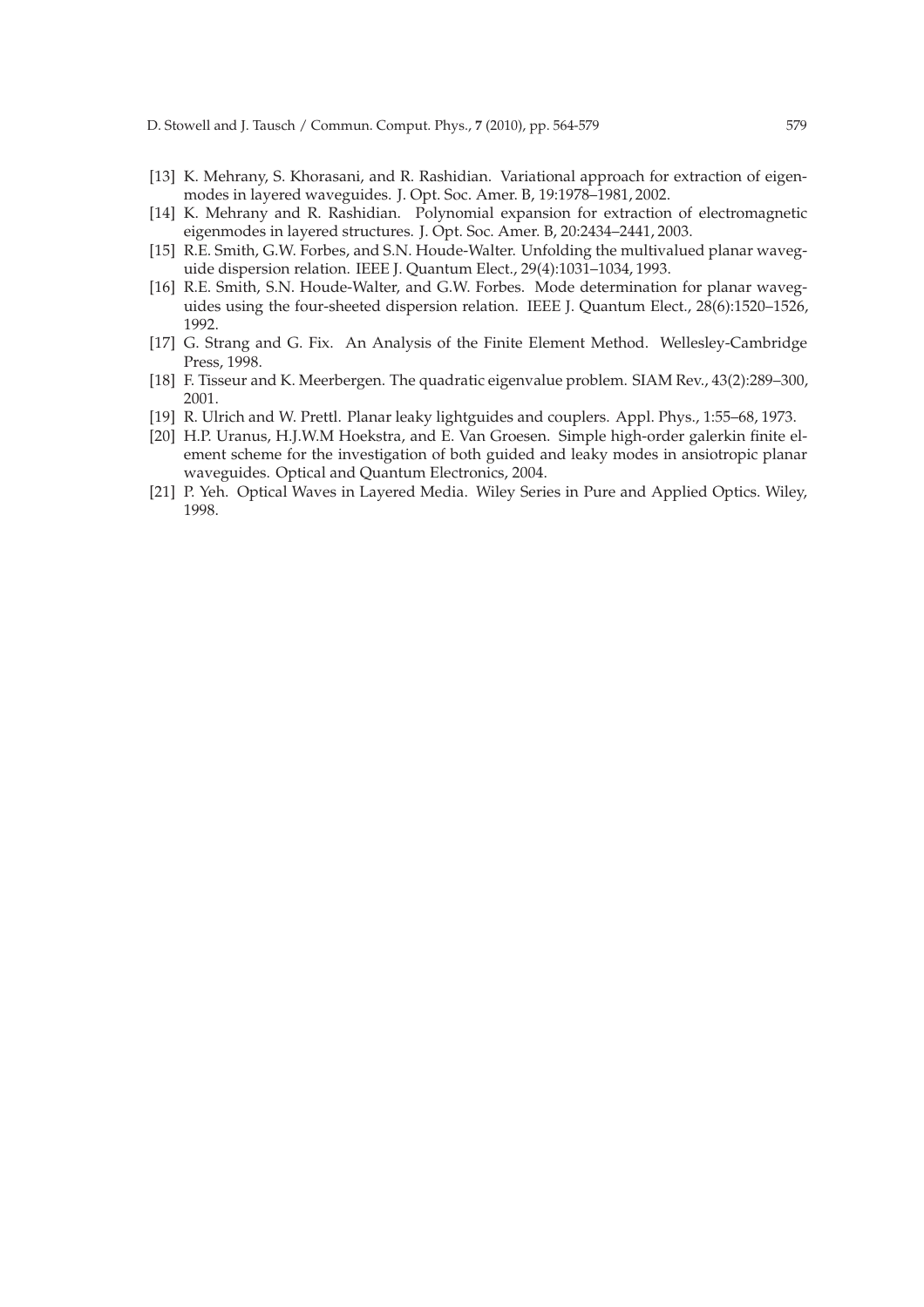[13] K. Mehrany, S. Khorasani, and R. Rashidian. Variational approach for extraction of eigenmodes in layered waveguides. J. Opt. Soc. Amer. B, 19:1978–1981, 2002.

[14] K. Mehrany and R. Rashidian. Polynomial expansion for extraction of electromagnetic eigenmodes in layered structures. J. Opt. Soc. Amer. B, 20:2434–2441, 2003.

[15] R.E. Smith, G.W. Forbes, and S.N. Houde-Walter. Unfolding the multivalued planar waveguide dispersion relation. IEEE J. Quantum Elect., 29(4):1031–1034, 1993.

[16] R.E. Smith, S.N. Houde-Walter, and G.W. Forbes. Mode determination for planar waveguides using the four-sheeted dispersion relation. IEEE J. Quantum Elect., 28(6):1520–1526, 1992.

[17] G. Strang and G. Fix. An Analysis of the Finite Element Method. Wellesley-Cambridge Press, 1998.

[18] F. Tisseur and K. Meerbergen. The quadratic eigenvalue problem. SIAM Rev., 43(2):289–300, 2001.

[19] R. Ulrich and W. Prettl. Planar leaky lightguides and couplers. Appl. Phys., 1:55–68, 1973.

[20] H.P. Uranus, H.J.W.M Hoekstra, and E. Van Groesen. Simple high-order galerkin finite element scheme for the investigation of both guided and leaky modes in ansiotropic planar waveguides. Optical and Quantum Electronics, 2004.

[21] P. Yeh. Optical Waves in Layered Media. Wiley Series in Pure and Applied Optics. Wiley, 1998.